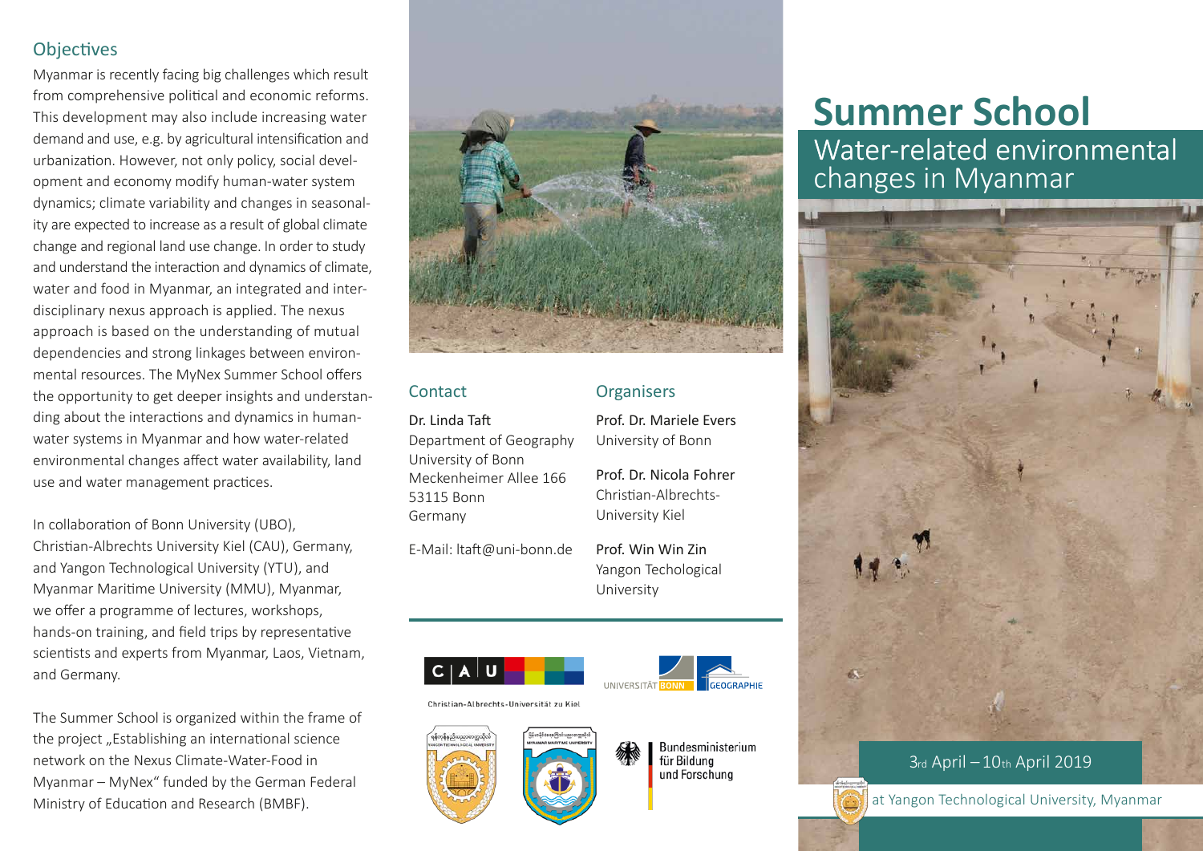# Summer School

## Water-related environmental changes in Myanmar

3rd April – 10th April 2019

at Yangon Technological University, Myanmar

## Objectives

Myanmar is recently facing big challenges which result from comprehensive political and economic reforms. This development may also include increasing water demand and use, e.g. by agricultural intensification and urbanization. However, not only policy, social development and economy modify human-water system dynamics; climate variability and changes in seasonality are expected to increase as a result of global climate change and regional land use change. In order to study and understand the interaction and dynamics of climate, water and food in Myanmar, an integrated and interdisciplinary nexus approach is applied. The nexus approach is based on the understanding of mutual dependencies and strong linkages between environmental resources. The MyNex Summer School offers the opportunity to get deeper insights and understanding about the interactions and dynamics in human-water systems in Myanmar and how water-related environmental changes affect water availability, land use and water management practices.

In collaboration of Bonn University (UBO), Christian-Albrechts University Kiel (CAU), Germany, and Yangon Technological University (YTU), and Myanmar Maritime University (MMU), Myanmar, we offer a programme of lectures, workshops, hands-on training, and field trips by representative scientists and experts from Myanmar, Laos, Vietnam, and Germany.

The Summer School is organized within the frame of the project „Establishing an international science network on the Nexus Climate-Water-Food in Myanmar – MyNex" funded by the German Federal Ministry of Education and Research (BMBF).

## Contact

Dr. Linda Taft
Department of Geography
University of Bonn
Meckenheimer Allee 166
53115 Bonn
Germany

E-Mail: ltaft@uni-bonn.de

## Organisers

Prof. Dr. Mariele Evers
University of Bonn

Prof. Dr. Nicola Fohrer
Christian-Albrechts-University Kiel

Prof. Win Win Zin
Yangon Techological University

C|A|U Christian-Albrechts-Universität zu Kiel

UNIVERSITÄT BONN GEOGRAPHIE

Bundesministerium für Bildung und Forschung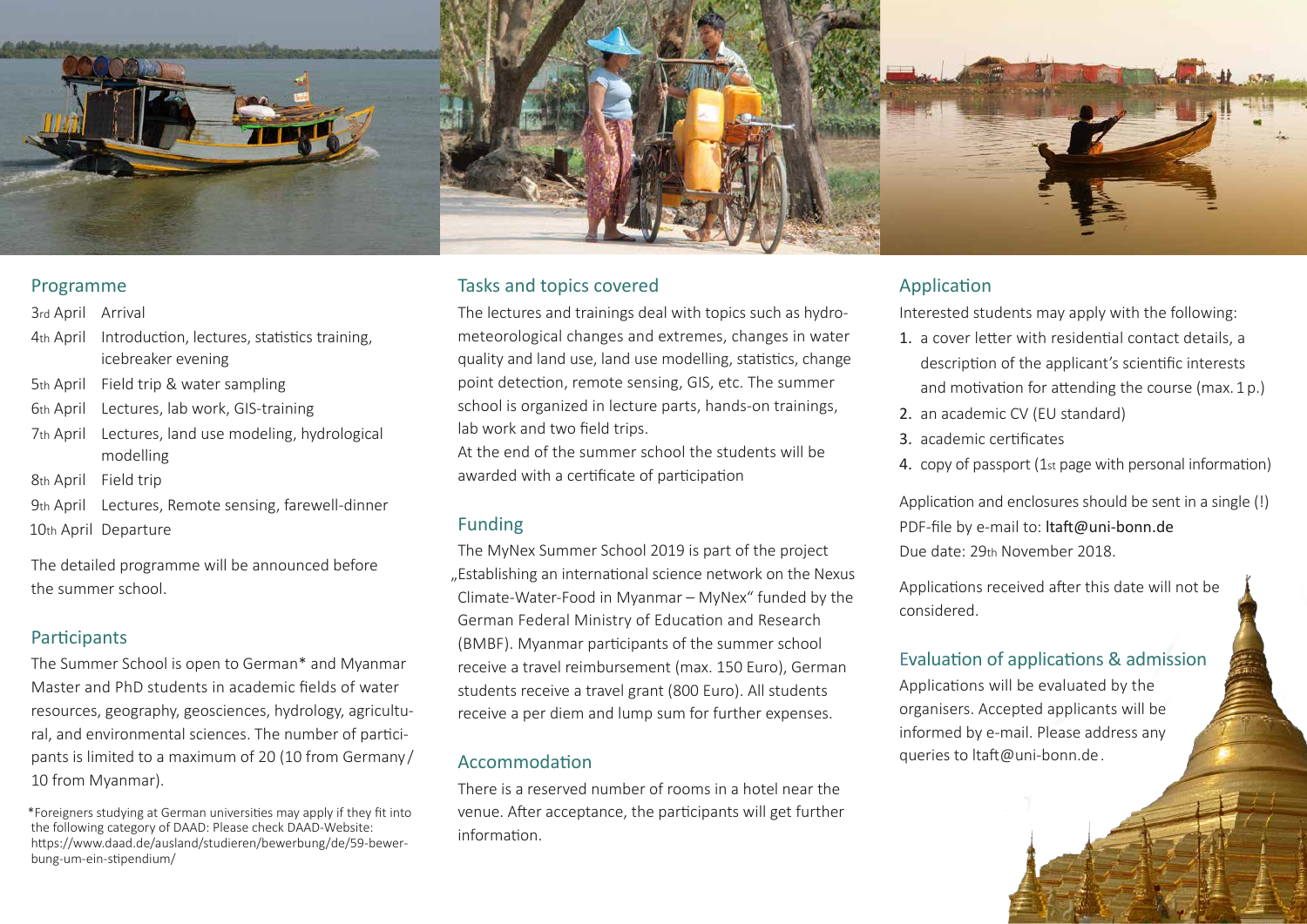## Programme

| | |
|---|---|
| 3rd April | Arrival |
| 4th April | Introduction, lectures, statistics training, icebreaker evening |
| 5th April | Field trip & water sampling |
| 6th April | Lectures, lab work, GIS-training |
| 7th April | Lectures, land use modeling, hydrological modelling |
| 8th April | Field trip |
| 9th April | Lectures, Remote sensing, farewell-dinner |
| 10th April | Departure |

The detailed programme will be announced before the summer school.

## Participants

The Summer School is open to German* and Myanmar Master and PhD students in academic fields of water resources, geography, geosciences, hydrology, agricultural, and environmental sciences. The number of participants is limited to a maximum of 20 (10 from Germany / 10 from Myanmar).

*Foreigners studying at German universities may apply if they fit into the following category of DAAD: Please check DAAD-Website: https://www.daad.de/ausland/studieren/bewerbung/de/59-bewerbung-um-ein-stipendium/

## Tasks and topics covered

The lectures and trainings deal with topics such as hydrometeorological changes and extremes, changes in water quality and land use, land use modelling, statistics, change point detection, remote sensing, GIS, etc. The summer school is organized in lecture parts, hands-on trainings, lab work and two field trips.
At the end of the summer school the students will be awarded with a certificate of participation

## Funding

The MyNex Summer School 2019 is part of the project „Establishing an international science network on the Nexus Climate-Water-Food in Myanmar – MyNex" funded by the German Federal Ministry of Education and Research (BMBF). Myanmar participants of the summer school receive a travel reimbursement (max. 150 Euro), German students receive a travel grant (800 Euro). All students receive a per diem and lump sum for further expenses.

## Accommodation

There is a reserved number of rooms in a hotel near the venue. After acceptance, the participants will get further information.

## Application

Interested students may apply with the following:

1. a cover letter with residential contact details, a description of the applicant's scientific interests and motivation for attending the course (max. 1 p.)
2. an academic CV (EU standard)
3. academic certificates
4. copy of passport (1st page with personal information)

Application and enclosures should be sent in a single (!) PDF-file by e-mail to: ltaft@uni-bonn.de
Due date: 29th November 2018.

Applications received after this date will not be considered.

## Evaluation of applications & admission

Applications will be evaluated by the organisers. Accepted applicants will be informed by e-mail. Please address any queries to ltaft@uni-bonn.de.